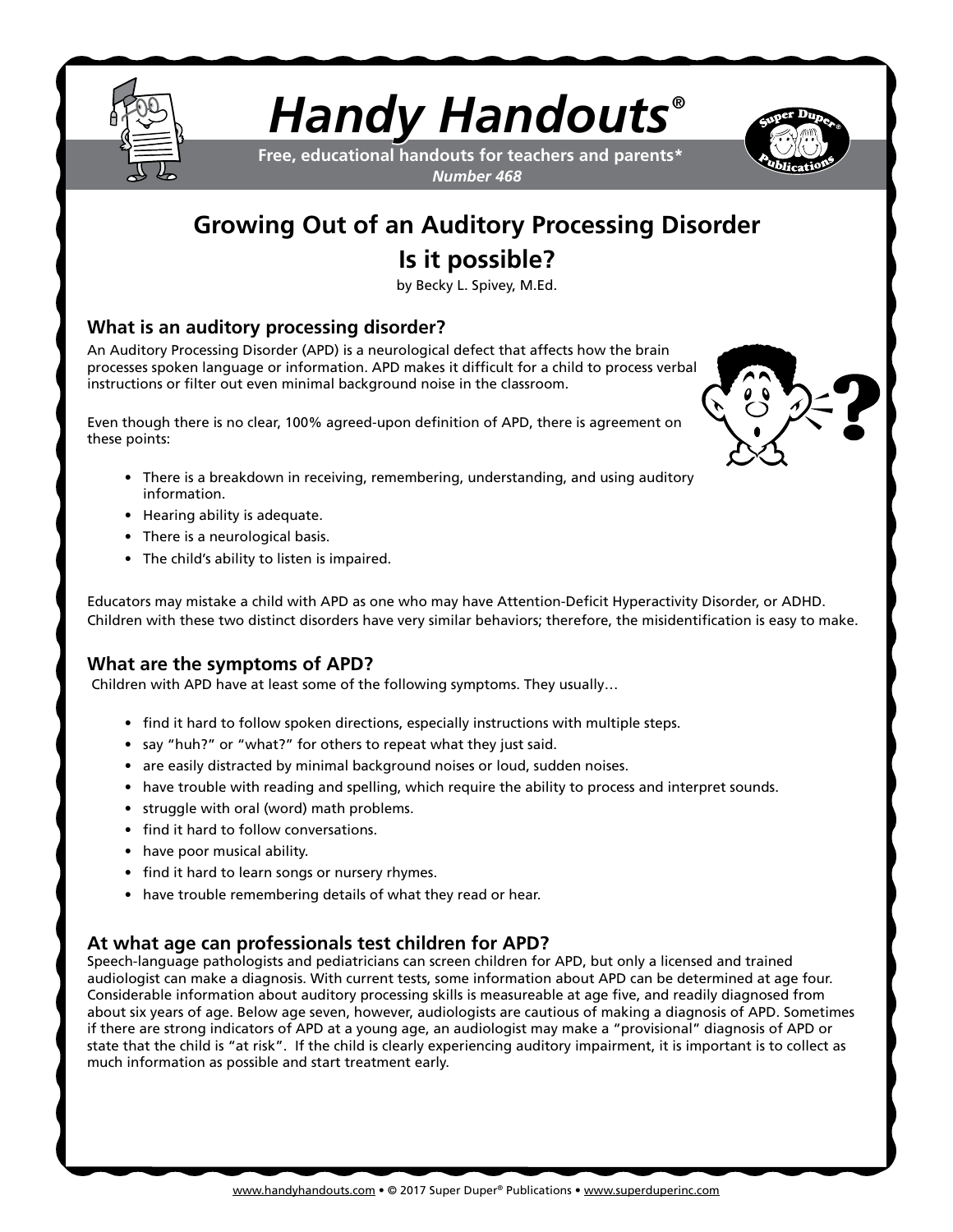# Handy Handouts®

**Free, educational handouts for teachers and parents***
***Number 468***

## Growing Out of an Auditory Processing Disorder
## Is it possible?

by Becky L. Spivey, M.Ed.

### What is an auditory processing disorder?

An Auditory Processing Disorder (APD) is a neurological defect that affects how the brain processes spoken language or information. APD makes it difficult for a child to process verbal instructions or filter out even minimal background noise in the classroom.

Even though there is no clear, 100% agreed-upon definition of APD, there is agreement on these points:

- There is a breakdown in receiving, remembering, understanding, and using auditory information.
- Hearing ability is adequate.
- There is a neurological basis.
- The child's ability to listen is impaired.

Educators may mistake a child with APD as one who may have Attention-Deficit Hyperactivity Disorder, or ADHD. Children with these two distinct disorders have very similar behaviors; therefore, the misidentification is easy to make.

### What are the symptoms of APD?

Children with APD have at least some of the following symptoms. They usually…

- find it hard to follow spoken directions, especially instructions with multiple steps.
- say "huh?" or "what?" for others to repeat what they just said.
- are easily distracted by minimal background noises or loud, sudden noises.
- have trouble with reading and spelling, which require the ability to process and interpret sounds.
- struggle with oral (word) math problems.
- find it hard to follow conversations.
- have poor musical ability.
- find it hard to learn songs or nursery rhymes.
- have trouble remembering details of what they read or hear.

### At what age can professionals test children for APD?

Speech-language pathologists and pediatricians can screen children for APD, but only a licensed and trained audiologist can make a diagnosis. With current tests, some information about APD can be determined at age four. Considerable information about auditory processing skills is measureable at age five, and readily diagnosed from about six years of age. Below age seven, however, audiologists are cautious of making a diagnosis of APD. Sometimes if there are strong indicators of APD at a young age, an audiologist may make a "provisional" diagnosis of APD or state that the child is "at risk". If the child is clearly experiencing auditory impairment, it is important is to collect as much information as possible and start treatment early.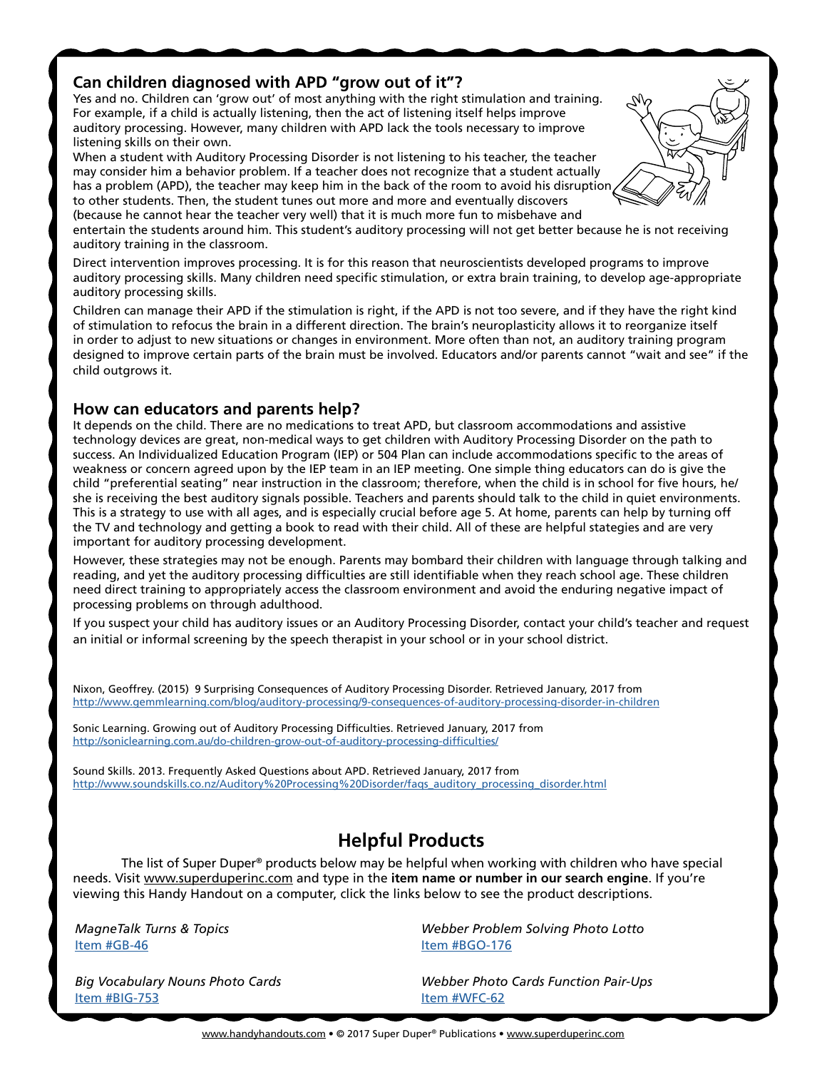## Can children diagnosed with APD "grow out of it"?

Yes and no. Children can 'grow out' of most anything with the right stimulation and training. For example, if a child is actually listening, then the act of listening itself helps improve auditory processing. However, many children with APD lack the tools necessary to improve listening skills on their own.

When a student with Auditory Processing Disorder is not listening to his teacher, the teacher may consider him a behavior problem. If a teacher does not recognize that a student actually has a problem (APD), the teacher may keep him in the back of the room to avoid his disruption to other students. Then, the student tunes out more and more and eventually discovers (because he cannot hear the teacher very well) that it is much more fun to misbehave and entertain the students around him. This student's auditory processing will not get better because he is not receiving auditory training in the classroom.

Direct intervention improves processing. It is for this reason that neuroscientists developed programs to improve auditory processing skills. Many children need specific stimulation, or extra brain training, to develop age-appropriate auditory processing skills.

Children can manage their APD if the stimulation is right, if the APD is not too severe, and if they have the right kind of stimulation to refocus the brain in a different direction. The brain's neuroplasticity allows it to reorganize itself in order to adjust to new situations or changes in environment. More often than not, an auditory training program designed to improve certain parts of the brain must be involved. Educators and/or parents cannot "wait and see" if the child outgrows it.

## How can educators and parents help?

It depends on the child. There are no medications to treat APD, but classroom accommodations and assistive technology devices are great, non-medical ways to get children with Auditory Processing Disorder on the path to success. An Individualized Education Program (IEP) or 504 Plan can include accommodations specific to the areas of weakness or concern agreed upon by the IEP team in an IEP meeting. One simple thing educators can do is give the child "preferential seating" near instruction in the classroom; therefore, when the child is in school for five hours, he/she is receiving the best auditory signals possible. Teachers and parents should talk to the child in quiet environments. This is a strategy to use with all ages, and is especially crucial before age 5. At home, parents can help by turning off the TV and technology and getting a book to read with their child. All of these are helpful stategies and are very important for auditory processing development.

However, these strategies may not be enough. Parents may bombard their children with language through talking and reading, and yet the auditory processing difficulties are still identifiable when they reach school age. These children need direct training to appropriately access the classroom environment and avoid the enduring negative impact of processing problems on through adulthood.

If you suspect your child has auditory issues or an Auditory Processing Disorder, contact your child's teacher and request an initial or informal screening by the speech therapist in your school or in your school district.

Nixon, Geoffrey. (2015) 9 Surprising Consequences of Auditory Processing Disorder. Retrieved January, 2017 from http://www.gemmlearning.com/blog/auditory-processing/9-consequences-of-auditory-processing-disorder-in-children

Sonic Learning. Growing out of Auditory Processing Difficulties. Retrieved January, 2017 from http://soniclearning.com.au/do-children-grow-out-of-auditory-processing-difficulties/

Sound Skills. 2013. Frequently Asked Questions about APD. Retrieved January, 2017 from http://www.soundskills.co.nz/Auditory%20Processing%20Disorder/faqs_auditory_processing_disorder.html

## Helpful Products

The list of Super Duper® products below may be helpful when working with children who have special needs. Visit www.superduperinc.com and type in the **item name or number in our search engine**. If you're viewing this Handy Handout on a computer, click the links below to see the product descriptions.

*MagneTalk Turns & Topics*
Item #GB-46

*Webber Problem Solving Photo Lotto*
Item #BGO-176

*Big Vocabulary Nouns Photo Cards*
Item #BIG-753

*Webber Photo Cards Function Pair-Ups*
Item #WFC-62